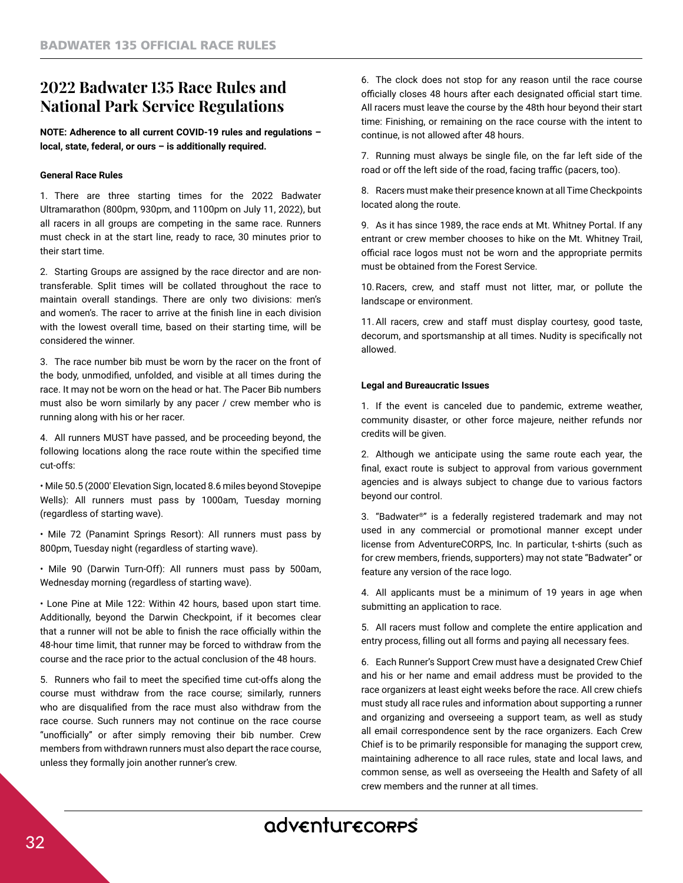## 2022 Badwater 135 Race Rules and National Park Service Regulations

**NOTE: Adherence to all current COVID-19 rules and regulations – local, state, federal, or ours – is additionally required.**

**General Race Rules**

1. There are three starting times for the 2022 Badwater Ultramarathon (800pm, 930pm, and 1100pm on July 11, 2022), but all racers in all groups are competing in the same race. Runners must check in at the start line, ready to race, 30 minutes prior to their start time.

2. Starting Groups are assigned by the race director and are non-transferable. Split times will be collated throughout the race to maintain overall standings. There are only two divisions: men's and women's. The racer to arrive at the finish line in each division with the lowest overall time, based on their starting time, will be considered the winner.

3. The race number bib must be worn by the racer on the front of the body, unmodified, unfolded, and visible at all times during the race. It may not be worn on the head or hat. The Pacer Bib numbers must also be worn similarly by any pacer / crew member who is running along with his or her racer.

4. All runners MUST have passed, and be proceeding beyond, the following locations along the race route within the specified time cut-offs:

- Mile 50.5 (2000' Elevation Sign, located 8.6 miles beyond Stovepipe Wells): All runners must pass by 1000am, Tuesday morning (regardless of starting wave).
- Mile 72 (Panamint Springs Resort): All runners must pass by 800pm, Tuesday night (regardless of starting wave).
- Mile 90 (Darwin Turn-Off): All runners must pass by 500am, Wednesday morning (regardless of starting wave).
- Lone Pine at Mile 122: Within 42 hours, based upon start time. Additionally, beyond the Darwin Checkpoint, if it becomes clear that a runner will not be able to finish the race officially within the 48-hour time limit, that runner may be forced to withdraw from the course and the race prior to the actual conclusion of the 48 hours.

5. Runners who fail to meet the specified time cut-offs along the course must withdraw from the race course; similarly, runners who are disqualified from the race must also withdraw from the race course. Such runners may not continue on the race course "unofficially" or after simply removing their bib number. Crew members from withdrawn runners must also depart the race course, unless they formally join another runner's crew.

6. The clock does not stop for any reason until the race course officially closes 48 hours after each designated official start time. All racers must leave the course by the 48th hour beyond their start time: Finishing, or remaining on the race course with the intent to continue, is not allowed after 48 hours.

7. Running must always be single file, on the far left side of the road or off the left side of the road, facing traffic (pacers, too).

8. Racers must make their presence known at all Time Checkpoints located along the route.

9. As it has since 1989, the race ends at Mt. Whitney Portal. If any entrant or crew member chooses to hike on the Mt. Whitney Trail, official race logos must not be worn and the appropriate permits must be obtained from the Forest Service.

10. Racers, crew, and staff must not litter, mar, or pollute the landscape or environment.

11. All racers, crew and staff must display courtesy, good taste, decorum, and sportsmanship at all times. Nudity is specifically not allowed.

**Legal and Bureaucratic Issues**

1. If the event is canceled due to pandemic, extreme weather, community disaster, or other force majeure, neither refunds nor credits will be given.

2. Although we anticipate using the same route each year, the final, exact route is subject to approval from various government agencies and is always subject to change due to various factors beyond our control.

3. "Badwater®" is a federally registered trademark and may not used in any commercial or promotional manner except under license from AdventureCORPS, Inc. In particular, t-shirts (such as for crew members, friends, supporters) may not state "Badwater" or feature any version of the race logo.

4. All applicants must be a minimum of 19 years in age when submitting an application to race.

5. All racers must follow and complete the entire application and entry process, filling out all forms and paying all necessary fees.

6. Each Runner's Support Crew must have a designated Crew Chief and his or her name and email address must be provided to the race organizers at least eight weeks before the race. All crew chiefs must study all race rules and information about supporting a runner and organizing and overseeing a support team, as well as study all email correspondence sent by the race organizers. Each Crew Chief is to be primarily responsible for managing the support crew, maintaining adherence to all race rules, state and local laws, and common sense, as well as overseeing the Health and Safety of all crew members and the runner at all times.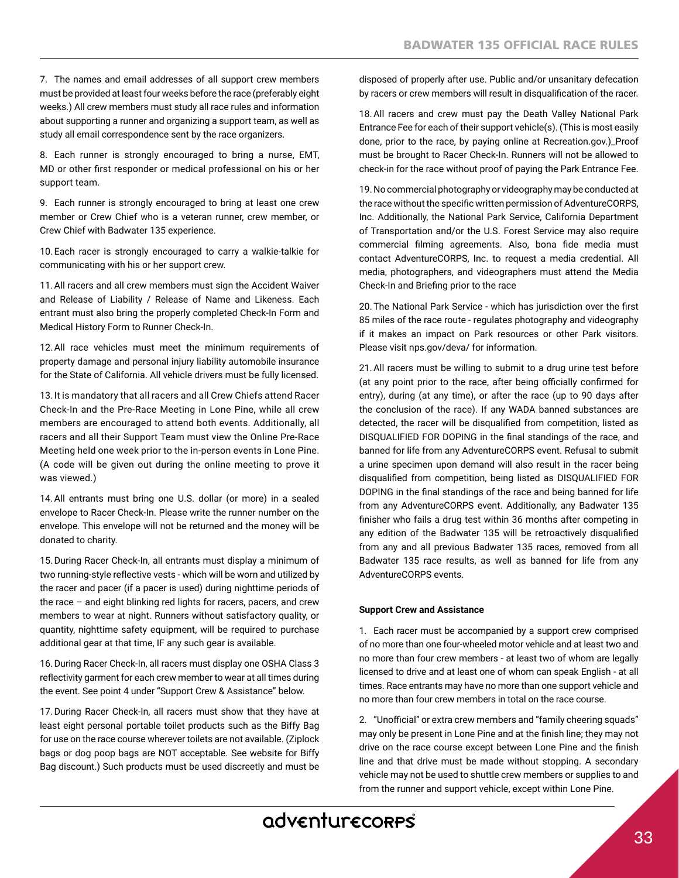7. The names and email addresses of all support crew members must be provided at least four weeks before the race (preferably eight weeks.) All crew members must study all race rules and information about supporting a runner and organizing a support team, as well as study all email correspondence sent by the race organizers.

8. Each runner is strongly encouraged to bring a nurse, EMT, MD or other first responder or medical professional on his or her support team.

9. Each runner is strongly encouraged to bring at least one crew member or Crew Chief who is a veteran runner, crew member, or Crew Chief with Badwater 135 experience.

10. Each racer is strongly encouraged to carry a walkie-talkie for communicating with his or her support crew.

11. All racers and all crew members must sign the Accident Waiver and Release of Liability / Release of Name and Likeness. Each entrant must also bring the properly completed Check-In Form and Medical History Form to Runner Check-In.

12. All race vehicles must meet the minimum requirements of property damage and personal injury liability automobile insurance for the State of California. All vehicle drivers must be fully licensed.

13. It is mandatory that all racers and all Crew Chiefs attend Racer Check-In and the Pre-Race Meeting in Lone Pine, while all crew members are encouraged to attend both events. Additionally, all racers and all their Support Team must view the Online Pre-Race Meeting held one week prior to the in-person events in Lone Pine. (A code will be given out during the online meeting to prove it was viewed.)

14. All entrants must bring one U.S. dollar (or more) in a sealed envelope to Racer Check-In. Please write the runner number on the envelope. This envelope will not be returned and the money will be donated to charity.

15. During Racer Check-In, all entrants must display a minimum of two running-style reflective vests - which will be worn and utilized by the racer and pacer (if a pacer is used) during nighttime periods of the race – and eight blinking red lights for racers, pacers, and crew members to wear at night. Runners without satisfactory quality, or quantity, nighttime safety equipment, will be required to purchase additional gear at that time, IF any such gear is available.

16. During Racer Check-In, all racers must display one OSHA Class 3 reflectivity garment for each crew member to wear at all times during the event. See point 4 under "Support Crew & Assistance" below.

17. During Racer Check-In, all racers must show that they have at least eight personal portable toilet products such as the Biffy Bag for use on the race course wherever toilets are not available. (Ziplock bags or dog poop bags are NOT acceptable. See website for Biffy Bag discount.) Such products must be used discreetly and must be disposed of properly after use. Public and/or unsanitary defecation by racers or crew members will result in disqualification of the racer.

18. All racers and crew must pay the Death Valley National Park Entrance Fee for each of their support vehicle(s). (This is most easily done, prior to the race, by paying online at Recreation.gov.)_Proof must be brought to Racer Check-In. Runners will not be allowed to check-in for the race without proof of paying the Park Entrance Fee.

19. No commercial photography or videography may be conducted at the race without the specific written permission of AdventureCORPS, Inc. Additionally, the National Park Service, California Department of Transportation and/or the U.S. Forest Service may also require commercial filming agreements. Also, bona fide media must contact AdventureCORPS, Inc. to request a media credential. All media, photographers, and videographers must attend the Media Check-In and Briefing prior to the race

20. The National Park Service - which has jurisdiction over the first 85 miles of the race route - regulates photography and videography if it makes an impact on Park resources or other Park visitors. Please visit nps.gov/deva/ for information.

21. All racers must be willing to submit to a drug urine test before (at any point prior to the race, after being officially confirmed for entry), during (at any time), or after the race (up to 90 days after the conclusion of the race). If any WADA banned substances are detected, the racer will be disqualified from competition, listed as DISQUALIFIED FOR DOPING in the final standings of the race, and banned for life from any AdventureCORPS event. Refusal to submit a urine specimen upon demand will also result in the racer being disqualified from competition, being listed as DISQUALIFIED FOR DOPING in the final standings of the race and being banned for life from any AdventureCORPS event. Additionally, any Badwater 135 finisher who fails a drug test within 36 months after competing in any edition of the Badwater 135 will be retroactively disqualified from any and all previous Badwater 135 races, removed from all Badwater 135 race results, as well as banned for life from any AdventureCORPS events.

**Support Crew and Assistance**

1. Each racer must be accompanied by a support crew comprised of no more than one four-wheeled motor vehicle and at least two and no more than four crew members - at least two of whom are legally licensed to drive and at least one of whom can speak English - at all times. Race entrants may have no more than one support vehicle and no more than four crew members in total on the race course.

2. "Unofficial" or extra crew members and "family cheering squads" may only be present in Lone Pine and at the finish line; they may not drive on the race course except between Lone Pine and the finish line and that drive must be made without stopping. A secondary vehicle may not be used to shuttle crew members or supplies to and from the runner and support vehicle, except within Lone Pine.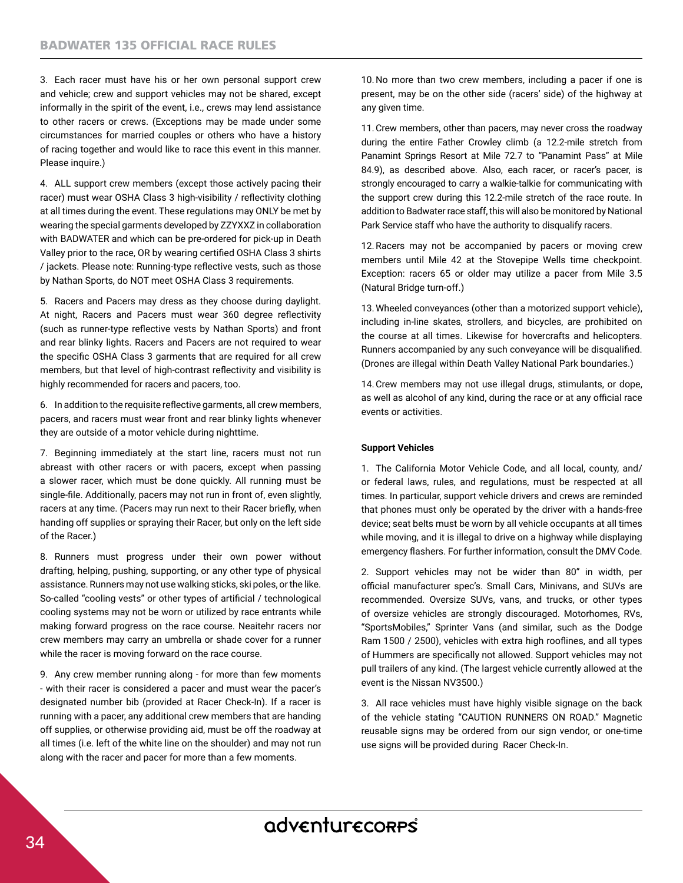3. Each racer must have his or her own personal support crew and vehicle; crew and support vehicles may not be shared, except informally in the spirit of the event, i.e., crews may lend assistance to other racers or crews. (Exceptions may be made under some circumstances for married couples or others who have a history of racing together and would like to race this event in this manner. Please inquire.)

4. ALL support crew members (except those actively pacing their racer) must wear OSHA Class 3 high-visibility / reflectivity clothing at all times during the event. These regulations may ONLY be met by wearing the special garments developed by ZZYXXZ in collaboration with BADWATER and which can be pre-ordered for pick-up in Death Valley prior to the race, OR by wearing certified OSHA Class 3 shirts / jackets. Please note: Running-type reflective vests, such as those by Nathan Sports, do NOT meet OSHA Class 3 requirements.

5. Racers and Pacers may dress as they choose during daylight. At night, Racers and Pacers must wear 360 degree reflectivity (such as runner-type reflective vests by Nathan Sports) and front and rear blinky lights. Racers and Pacers are not required to wear the specific OSHA Class 3 garments that are required for all crew members, but that level of high-contrast reflectivity and visibility is highly recommended for racers and pacers, too.

6. In addition to the requisite reflective garments, all crew members, pacers, and racers must wear front and rear blinky lights whenever they are outside of a motor vehicle during nighttime.

7. Beginning immediately at the start line, racers must not run abreast with other racers or with pacers, except when passing a slower racer, which must be done quickly. All running must be single-file. Additionally, pacers may not run in front of, even slightly, racers at any time. (Pacers may run next to their Racer briefly, when handing off supplies or spraying their Racer, but only on the left side of the Racer.)

8. Runners must progress under their own power without drafting, helping, pushing, supporting, or any other type of physical assistance. Runners may not use walking sticks, ski poles, or the like. So-called "cooling vests" or other types of artificial / technological cooling systems may not be worn or utilized by race entrants while making forward progress on the race course. Neaitehr racers nor crew members may carry an umbrella or shade cover for a runner while the racer is moving forward on the race course.

9. Any crew member running along - for more than few moments - with their racer is considered a pacer and must wear the pacer's designated number bib (provided at Racer Check-In). If a racer is running with a pacer, any additional crew members that are handing off supplies, or otherwise providing aid, must be off the roadway at all times (i.e. left of the white line on the shoulder) and may not run along with the racer and pacer for more than a few moments.

10. No more than two crew members, including a pacer if one is present, may be on the other side (racers' side) of the highway at any given time.

11. Crew members, other than pacers, may never cross the roadway during the entire Father Crowley climb (a 12.2-mile stretch from Panamint Springs Resort at Mile 72.7 to "Panamint Pass" at Mile 84.9), as described above. Also, each racer, or racer's pacer, is strongly encouraged to carry a walkie-talkie for communicating with the support crew during this 12.2-mile stretch of the race route. In addition to Badwater race staff, this will also be monitored by National Park Service staff who have the authority to disqualify racers.

12. Racers may not be accompanied by pacers or moving crew members until Mile 42 at the Stovepipe Wells time checkpoint. Exception: racers 65 or older may utilize a pacer from Mile 3.5 (Natural Bridge turn-off.)

13. Wheeled conveyances (other than a motorized support vehicle), including in-line skates, strollers, and bicycles, are prohibited on the course at all times. Likewise for hovercrafts and helicopters. Runners accompanied by any such conveyance will be disqualified. (Drones are illegal within Death Valley National Park boundaries.)

14. Crew members may not use illegal drugs, stimulants, or dope, as well as alcohol of any kind, during the race or at any official race events or activities.

**Support Vehicles**

1. The California Motor Vehicle Code, and all local, county, and/or federal laws, rules, and regulations, must be respected at all times. In particular, support vehicle drivers and crews are reminded that phones must only be operated by the driver with a hands-free device; seat belts must be worn by all vehicle occupants at all times while moving, and it is illegal to drive on a highway while displaying emergency flashers. For further information, consult the DMV Code.

2. Support vehicles may not be wider than 80" in width, per official manufacturer spec's. Small Cars, Minivans, and SUVs are recommended. Oversize SUVs, vans, and trucks, or other types of oversize vehicles are strongly discouraged. Motorhomes, RVs, "SportsMobiles," Sprinter Vans (and similar, such as the Dodge Ram 1500 / 2500), vehicles with extra high rooflines, and all types of Hummers are specifically not allowed. Support vehicles may not pull trailers of any kind. (The largest vehicle currently allowed at the event is the Nissan NV3500.)

3. All race vehicles must have highly visible signage on the back of the vehicle stating "CAUTION RUNNERS ON ROAD." Magnetic reusable signs may be ordered from our sign vendor, or one-time use signs will be provided during Racer Check-In.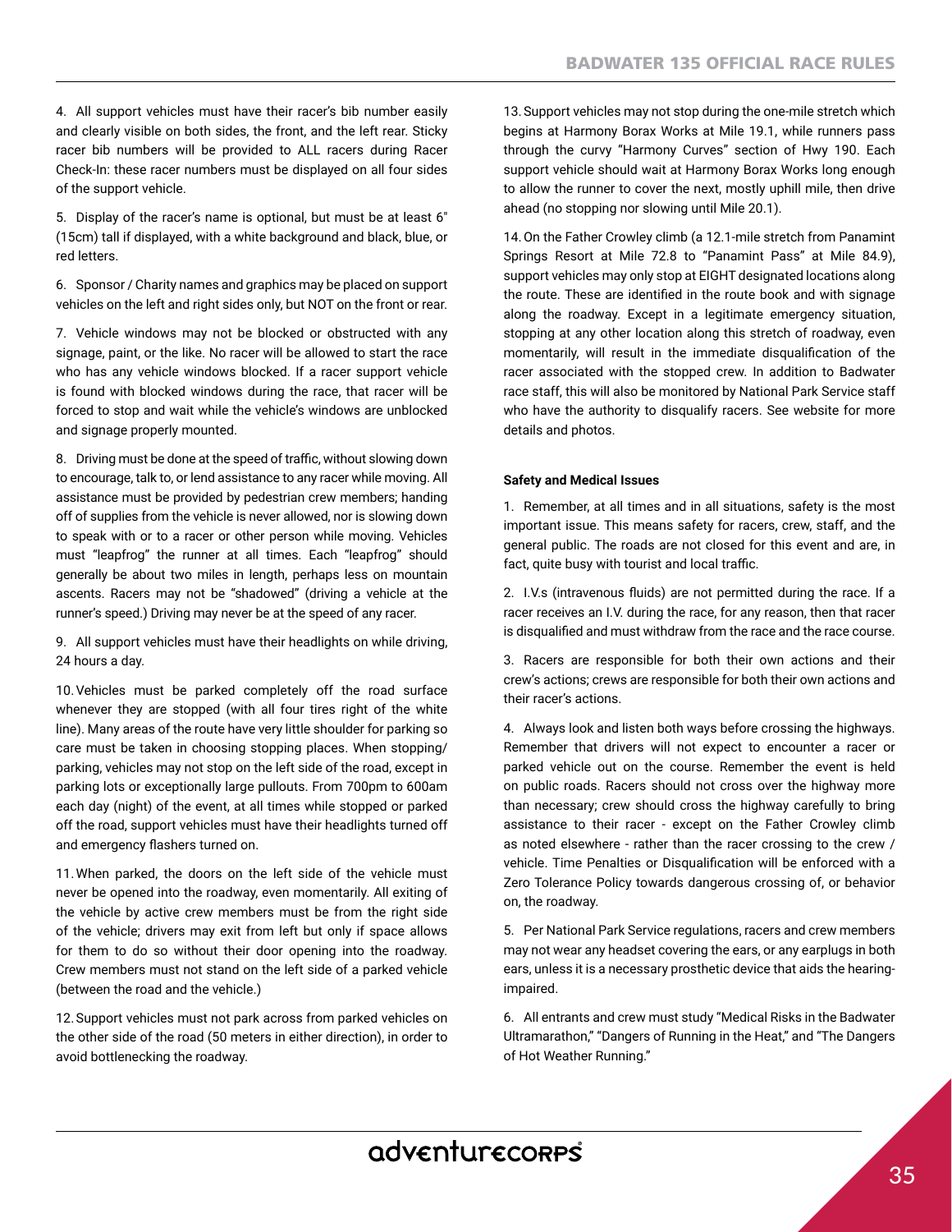4. All support vehicles must have their racer's bib number easily and clearly visible on both sides, the front, and the left rear. Sticky racer bib numbers will be provided to ALL racers during Racer Check-In: these racer numbers must be displayed on all four sides of the support vehicle.

5. Display of the racer's name is optional, but must be at least 6" (15cm) tall if displayed, with a white background and black, blue, or red letters.

6. Sponsor / Charity names and graphics may be placed on support vehicles on the left and right sides only, but NOT on the front or rear.

7. Vehicle windows may not be blocked or obstructed with any signage, paint, or the like. No racer will be allowed to start the race who has any vehicle windows blocked. If a racer support vehicle is found with blocked windows during the race, that racer will be forced to stop and wait while the vehicle's windows are unblocked and signage properly mounted.

8. Driving must be done at the speed of traffic, without slowing down to encourage, talk to, or lend assistance to any racer while moving. All assistance must be provided by pedestrian crew members; handing off of supplies from the vehicle is never allowed, nor is slowing down to speak with or to a racer or other person while moving. Vehicles must "leapfrog" the runner at all times. Each "leapfrog" should generally be about two miles in length, perhaps less on mountain ascents. Racers may not be "shadowed" (driving a vehicle at the runner's speed.) Driving may never be at the speed of any racer.

9. All support vehicles must have their headlights on while driving, 24 hours a day.

10. Vehicles must be parked completely off the road surface whenever they are stopped (with all four tires right of the white line). Many areas of the route have very little shoulder for parking so care must be taken in choosing stopping places. When stopping/parking, vehicles may not stop on the left side of the road, except in parking lots or exceptionally large pullouts. From 700pm to 600am each day (night) of the event, at all times while stopped or parked off the road, support vehicles must have their headlights turned off and emergency flashers turned on.

11. When parked, the doors on the left side of the vehicle must never be opened into the roadway, even momentarily. All exiting of the vehicle by active crew members must be from the right side of the vehicle; drivers may exit from left but only if space allows for them to do so without their door opening into the roadway. Crew members must not stand on the left side of a parked vehicle (between the road and the vehicle.)

12. Support vehicles must not park across from parked vehicles on the other side of the road (50 meters in either direction), in order to avoid bottlenecking the roadway.

13. Support vehicles may not stop during the one-mile stretch which begins at Harmony Borax Works at Mile 19.1, while runners pass through the curvy "Harmony Curves" section of Hwy 190. Each support vehicle should wait at Harmony Borax Works long enough to allow the runner to cover the next, mostly uphill mile, then drive ahead (no stopping nor slowing until Mile 20.1).

14. On the Father Crowley climb (a 12.1-mile stretch from Panamint Springs Resort at Mile 72.8 to "Panamint Pass" at Mile 84.9), support vehicles may only stop at EIGHT designated locations along the route. These are identified in the route book and with signage along the roadway. Except in a legitimate emergency situation, stopping at any other location along this stretch of roadway, even momentarily, will result in the immediate disqualification of the racer associated with the stopped crew. In addition to Badwater race staff, this will also be monitored by National Park Service staff who have the authority to disqualify racers. See website for more details and photos.

**Safety and Medical Issues**

1. Remember, at all times and in all situations, safety is the most important issue. This means safety for racers, crew, staff, and the general public. The roads are not closed for this event and are, in fact, quite busy with tourist and local traffic.

2. I.V.s (intravenous fluids) are not permitted during the race. If a racer receives an I.V. during the race, for any reason, then that racer is disqualified and must withdraw from the race and the race course.

3. Racers are responsible for both their own actions and their crew's actions; crews are responsible for both their own actions and their racer's actions.

4. Always look and listen both ways before crossing the highways. Remember that drivers will not expect to encounter a racer or parked vehicle out on the course. Remember the event is held on public roads. Racers should not cross over the highway more than necessary; crew should cross the highway carefully to bring assistance to their racer - except on the Father Crowley climb as noted elsewhere - rather than the racer crossing to the crew / vehicle. Time Penalties or Disqualification will be enforced with a Zero Tolerance Policy towards dangerous crossing of, or behavior on, the roadway.

5. Per National Park Service regulations, racers and crew members may not wear any headset covering the ears, or any earplugs in both ears, unless it is a necessary prosthetic device that aids the hearing-impaired.

6. All entrants and crew must study "Medical Risks in the Badwater Ultramarathon," "Dangers of Running in the Heat," and "The Dangers of Hot Weather Running."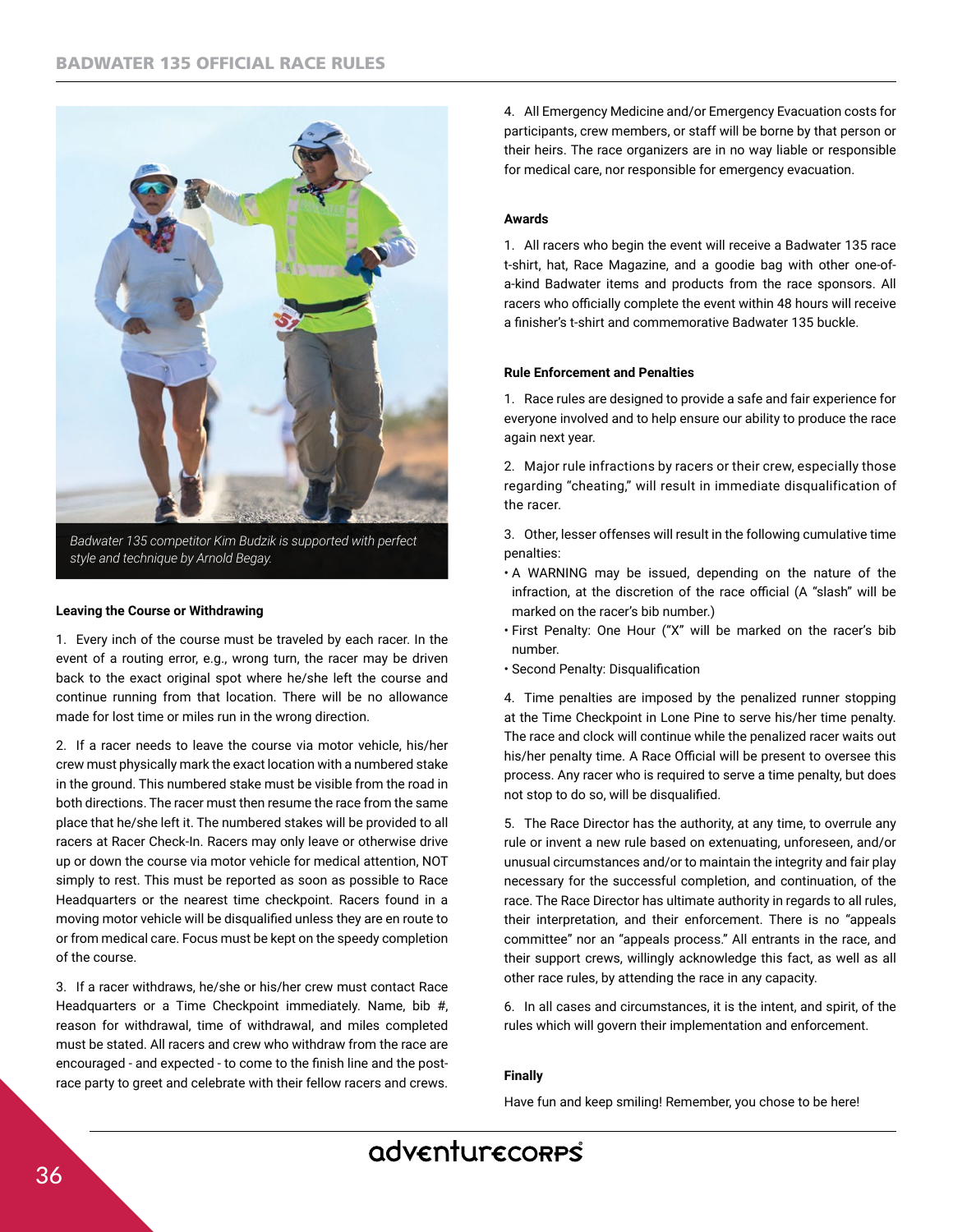*Badwater 135 competitor Kim Budzik is supported with perfect style and technique by Arnold Begay.*

**Leaving the Course or Withdrawing**

1. Every inch of the course must be traveled by each racer. In the event of a routing error, e.g., wrong turn, the racer may be driven back to the exact original spot where he/she left the course and continue running from that location. There will be no allowance made for lost time or miles run in the wrong direction.

2. If a racer needs to leave the course via motor vehicle, his/her crew must physically mark the exact location with a numbered stake in the ground. This numbered stake must be visible from the road in both directions. The racer must then resume the race from the same place that he/she left it. The numbered stakes will be provided to all racers at Racer Check-In. Racers may only leave or otherwise drive up or down the course via motor vehicle for medical attention, NOT simply to rest. This must be reported as soon as possible to Race Headquarters or the nearest time checkpoint. Racers found in a moving motor vehicle will be disqualified unless they are en route to or from medical care. Focus must be kept on the speedy completion of the course.

3. If a racer withdraws, he/she or his/her crew must contact Race Headquarters or a Time Checkpoint immediately. Name, bib #, reason for withdrawal, time of withdrawal, and miles completed must be stated. All racers and crew who withdraw from the race are encouraged - and expected - to come to the finish line and the post-race party to greet and celebrate with their fellow racers and crews.

4. All Emergency Medicine and/or Emergency Evacuation costs for participants, crew members, or staff will be borne by that person or their heirs. The race organizers are in no way liable or responsible for medical care, nor responsible for emergency evacuation.

**Awards**

1. All racers who begin the event will receive a Badwater 135 race t-shirt, hat, Race Magazine, and a goodie bag with other one-of-a-kind Badwater items and products from the race sponsors. All racers who officially complete the event within 48 hours will receive a finisher's t-shirt and commemorative Badwater 135 buckle.

**Rule Enforcement and Penalties**

1. Race rules are designed to provide a safe and fair experience for everyone involved and to help ensure our ability to produce the race again next year.

2. Major rule infractions by racers or their crew, especially those regarding "cheating," will result in immediate disqualification of the racer.

3. Other, lesser offenses will result in the following cumulative time penalties:

- A WARNING may be issued, depending on the nature of the infraction, at the discretion of the race official (A "slash" will be marked on the racer's bib number.)
- First Penalty: One Hour ("X" will be marked on the racer's bib number.
- Second Penalty: Disqualification

4. Time penalties are imposed by the penalized runner stopping at the Time Checkpoint in Lone Pine to serve his/her time penalty. The race and clock will continue while the penalized racer waits out his/her penalty time. A Race Official will be present to oversee this process. Any racer who is required to serve a time penalty, but does not stop to do so, will be disqualified.

5. The Race Director has the authority, at any time, to overrule any rule or invent a new rule based on extenuating, unforeseen, and/or unusual circumstances and/or to maintain the integrity and fair play necessary for the successful completion, and continuation, of the race. The Race Director has ultimate authority in regards to all rules, their interpretation, and their enforcement. There is no "appeals committee" nor an "appeals process." All entrants in the race, and their support crews, willingly acknowledge this fact, as well as all other race rules, by attending the race in any capacity.

6. In all cases and circumstances, it is the intent, and spirit, of the rules which will govern their implementation and enforcement.

**Finally**

Have fun and keep smiling! Remember, you chose to be here!